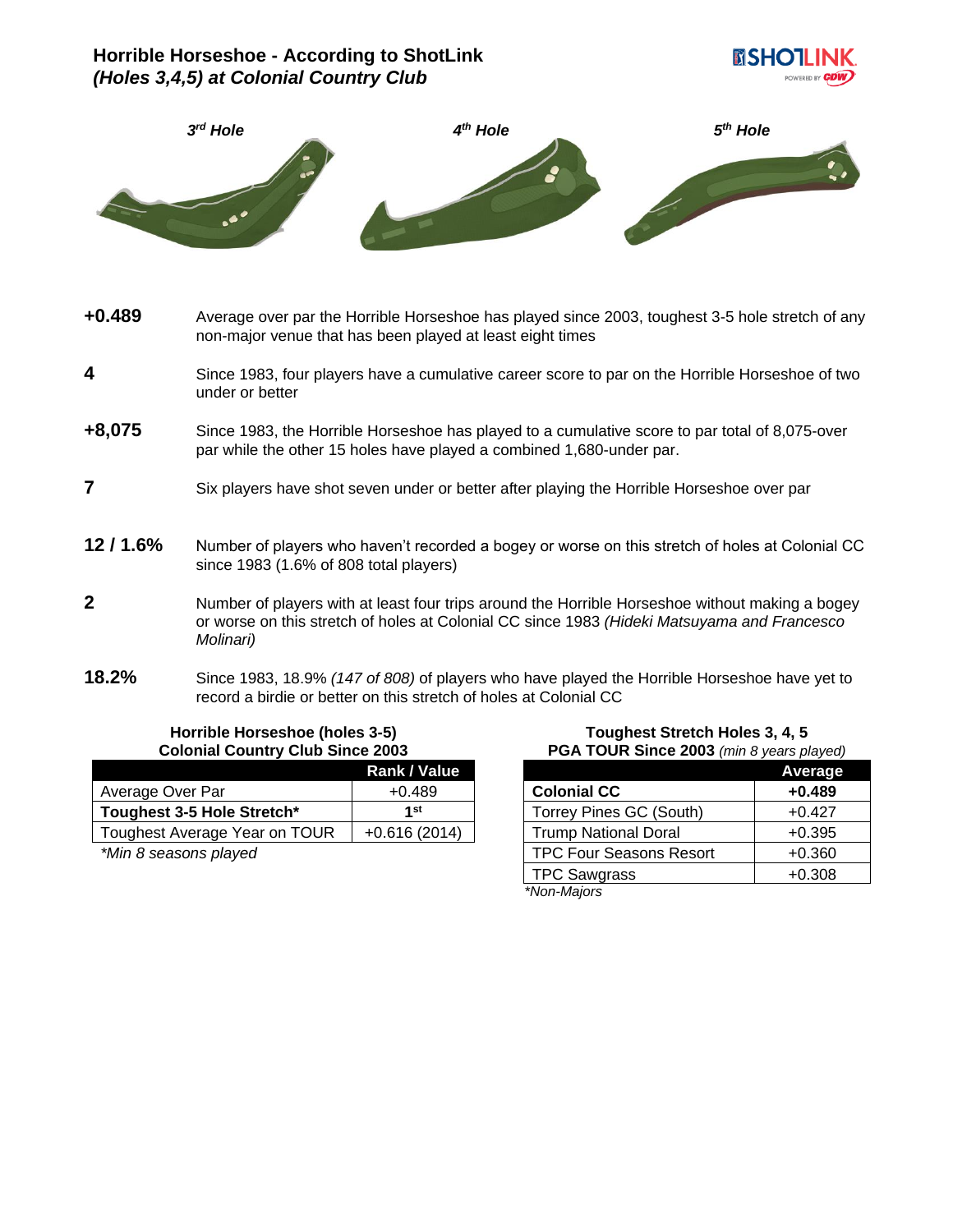# Horrible Horseshoe - According to ShotLink
## *(Holes 3,4,5) at Colonial Country Club*

*3rd Hole* *4th Hole* *5th Hole*

**+0.489** Average over par the Horrible Horseshoe has played since 2003, toughest 3-5 hole stretch of any non-major venue that has been played at least eight times

**4** Since 1983, four players have a cumulative career score to par on the Horrible Horseshoe of two under or better

**+8,075** Since 1983, the Horrible Horseshoe has played to a cumulative score to par total of 8,075-over par while the other 15 holes have played a combined 1,680-under par.

**7** Six players have shot seven under or better after playing the Horrible Horseshoe over par

**12 / 1.6%** Number of players who haven't recorded a bogey or worse on this stretch of holes at Colonial CC since 1983 (1.6% of 808 total players)

**2** Number of players with at least four trips around the Horrible Horseshoe without making a bogey or worse on this stretch of holes at Colonial CC since 1983 *(Hideki Matsuyama and Francesco Molinari)*

**18.2%** Since 1983, 18.9% *(147 of 808)* of players who have played the Horrible Horseshoe have yet to record a birdie or better on this stretch of holes at Colonial CC

**Horrible Horseshoe (holes 3-5)**
**Colonial Country Club Since 2003**

| | Rank / Value |
|---|---|
| Average Over Par | +0.489 |
| **Toughest 3-5 Hole Stretch*** | **1st** |
| Toughest Average Year on TOUR | +0.616 (2014) |

*\*Min 8 seasons played*

**Toughest Stretch Holes 3, 4, 5**
**PGA TOUR Since 2003** *(min 8 years played)*

| | Average |
|---|---|
| **Colonial CC** | **+0.489** |
| Torrey Pines GC (South) | +0.427 |
| Trump National Doral | +0.395 |
| TPC Four Seasons Resort | +0.360 |
| TPC Sawgrass | +0.308 |

*\*Non-Majors*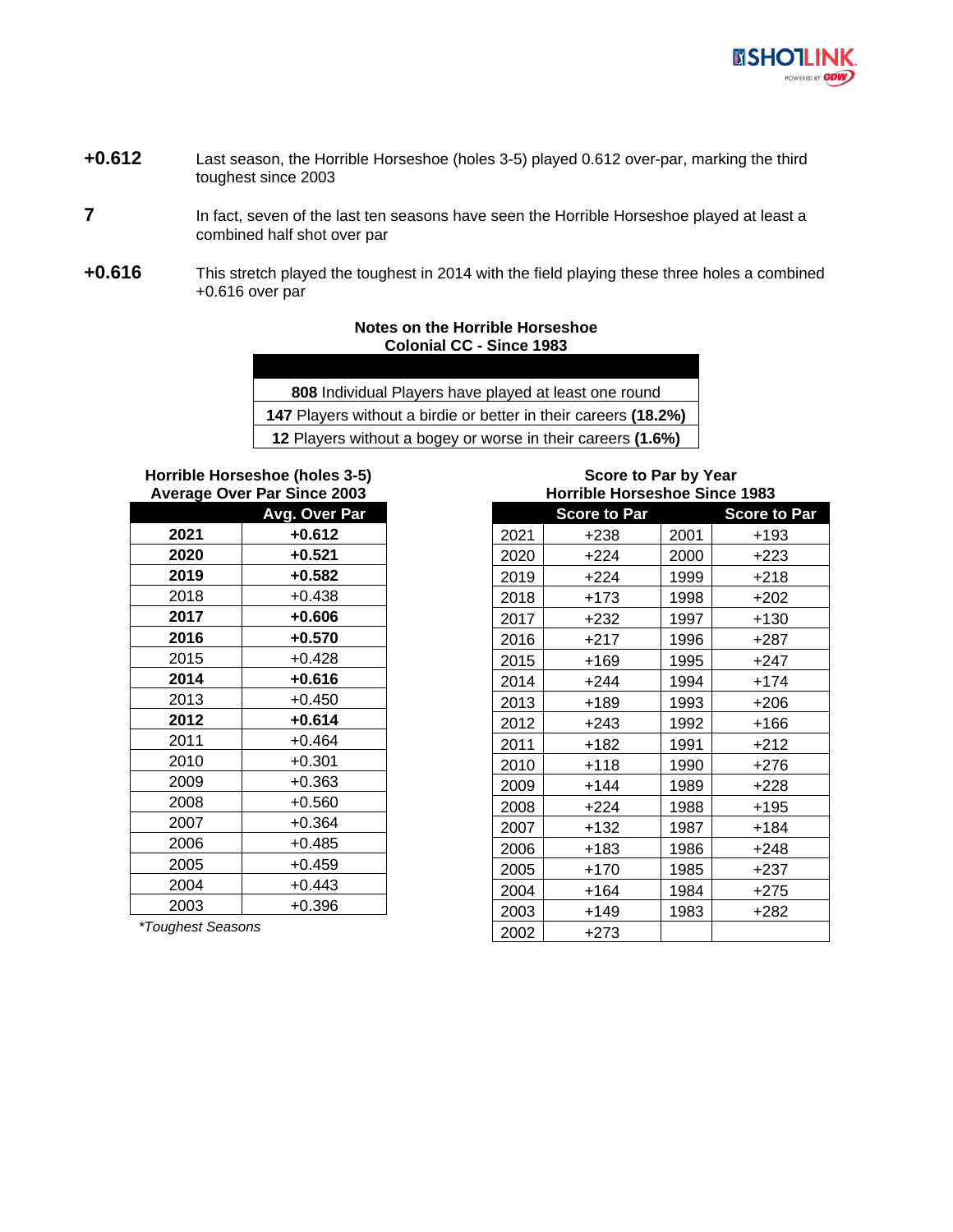**+0.612** Last season, the Horrible Horseshoe (holes 3-5) played 0.612 over-par, marking the third toughest since 2003

**7** In fact, seven of the last ten seasons have seen the Horrible Horseshoe played at least a combined half shot over par

**+0.616** This stretch played the toughest in 2014 with the field playing these three holes a combined +0.616 over par

### Notes on the Horrible Horseshoe
### Colonial CC - Since 1983

| |
|---|
| **808** Individual Players have played at least one round |
| **147** Players without a birdie or better in their careers **(18.2%)** |
| **12** Players without a bogey or worse in their careers **(1.6%)** |

### Horrible Horseshoe (holes 3-5) Average Over Par Since 2003

| | Avg. Over Par |
|---|---|
| **2021** | **+0.612** |
| **2020** | **+0.521** |
| **2019** | **+0.582** |
| 2018 | +0.438 |
| **2017** | **+0.606** |
| **2016** | **+0.570** |
| 2015 | +0.428 |
| **2014** | **+0.616** |
| 2013 | +0.450 |
| **2012** | **+0.614** |
| 2011 | +0.464 |
| 2010 | +0.301 |
| 2009 | +0.363 |
| 2008 | +0.560 |
| 2007 | +0.364 |
| 2006 | +0.485 |
| 2005 | +0.459 |
| 2004 | +0.443 |
| 2003 | +0.396 |

*\*Toughest Seasons*

### Score to Par by Year Horrible Horseshoe Since 1983

| | Score to Par | | Score to Par |
|---|---|---|---|
| 2021 | +238 | 2001 | +193 |
| 2020 | +224 | 2000 | +223 |
| 2019 | +224 | 1999 | +218 |
| 2018 | +173 | 1998 | +202 |
| 2017 | +232 | 1997 | +130 |
| 2016 | +217 | 1996 | +287 |
| 2015 | +169 | 1995 | +247 |
| 2014 | +244 | 1994 | +174 |
| 2013 | +189 | 1993 | +206 |
| 2012 | +243 | 1992 | +166 |
| 2011 | +182 | 1991 | +212 |
| 2010 | +118 | 1990 | +276 |
| 2009 | +144 | 1989 | +228 |
| 2008 | +224 | 1988 | +195 |
| 2007 | +132 | 1987 | +184 |
| 2006 | +183 | 1986 | +248 |
| 2005 | +170 | 1985 | +237 |
| 2004 | +164 | 1984 | +275 |
| 2003 | +149 | 1983 | +282 |
| 2002 | +273 | | |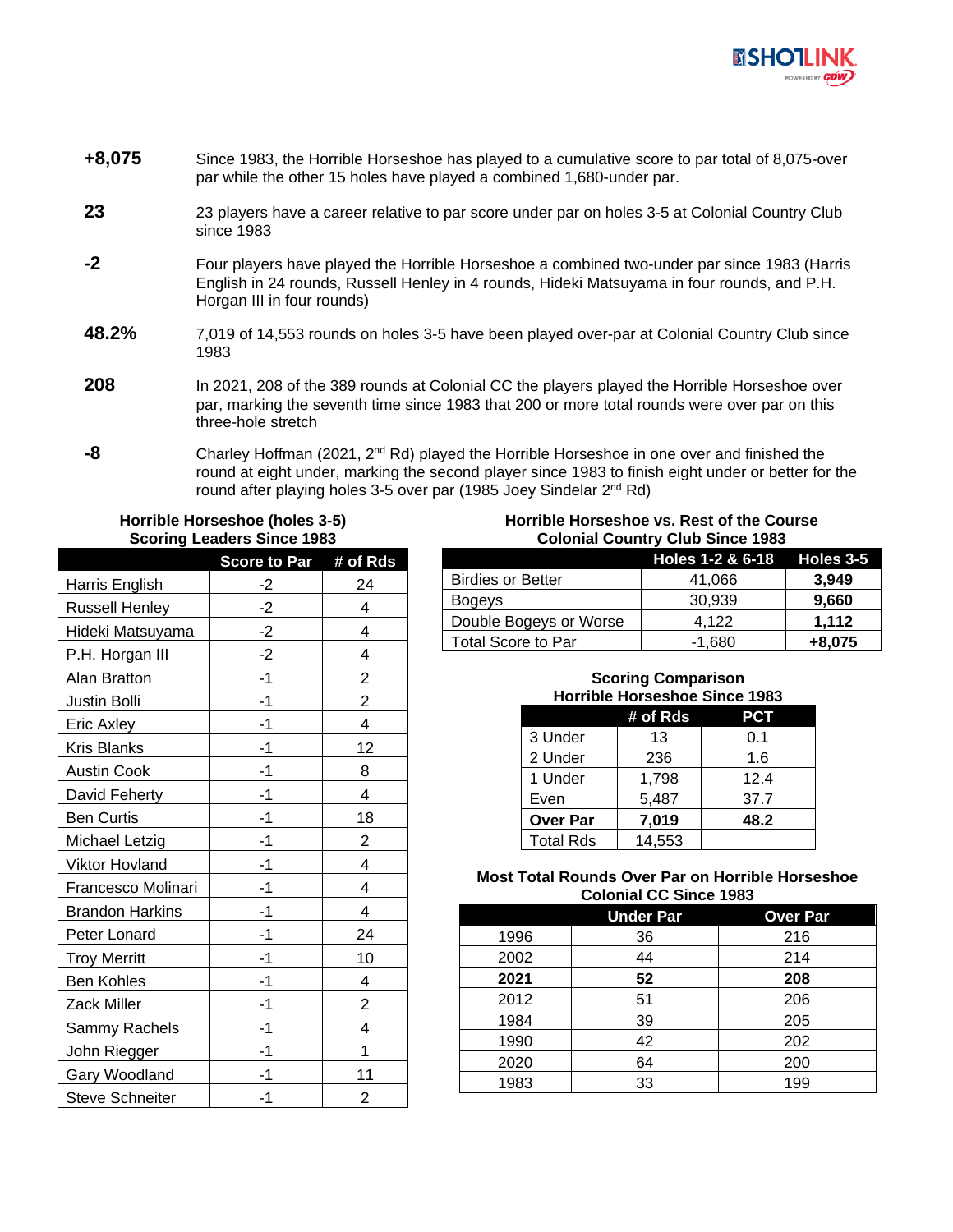**+8,075** Since 1983, the Horrible Horseshoe has played to a cumulative score to par total of 8,075-over par while the other 15 holes have played a combined 1,680-under par.

**23** 23 players have a career relative to par score under par on holes 3-5 at Colonial Country Club since 1983

**-2** Four players have played the Horrible Horseshoe a combined two-under par since 1983 (Harris English in 24 rounds, Russell Henley in 4 rounds, Hideki Matsuyama in four rounds, and P.H. Horgan III in four rounds)

**48.2%** 7,019 of 14,553 rounds on holes 3-5 have been played over-par at Colonial Country Club since 1983

**208** In 2021, 208 of the 389 rounds at Colonial CC the players played the Horrible Horseshoe over par, marking the seventh time since 1983 that 200 or more total rounds were over par on this three-hole stretch

**-8** Charley Hoffman (2021, 2nd Rd) played the Horrible Horseshoe in one over and finished the round at eight under, marking the second player since 1983 to finish eight under or better for the round after playing holes 3-5 over par (1985 Joey Sindelar 2nd Rd)

**Horrible Horseshoe (holes 3-5) Scoring Leaders Since 1983**

| | Score to Par | # of Rds |
|---|---|---|
| Harris English | -2 | 24 |
| Russell Henley | -2 | 4 |
| Hideki Matsuyama | -2 | 4 |
| P.H. Horgan III | -2 | 4 |
| Alan Bratton | -1 | 2 |
| Justin Bolli | -1 | 2 |
| Eric Axley | -1 | 4 |
| Kris Blanks | -1 | 12 |
| Austin Cook | -1 | 8 |
| David Feherty | -1 | 4 |
| Ben Curtis | -1 | 18 |
| Michael Letzig | -1 | 2 |
| Viktor Hovland | -1 | 4 |
| Francesco Molinari | -1 | 4 |
| Brandon Harkins | -1 | 4 |
| Peter Lonard | -1 | 24 |
| Troy Merritt | -1 | 10 |
| Ben Kohles | -1 | 4 |
| Zack Miller | -1 | 2 |
| Sammy Rachels | -1 | 4 |
| John Riegger | -1 | 1 |
| Gary Woodland | -1 | 11 |
| Steve Schneiter | -1 | 2 |

**Horrible Horseshoe vs. Rest of the Course Colonial Country Club Since 1983**

| | Holes 1-2 & 6-18 | Holes 3-5 |
|---|---|---|
| Birdies or Better | 41,066 | **3,949** |
| Bogeys | 30,939 | **9,660** |
| Double Bogeys or Worse | 4,122 | **1,112** |
| Total Score to Par | -1,680 | **+8,075** |

**Scoring Comparison Horrible Horseshoe Since 1983**

| | # of Rds | PCT |
|---|---|---|
| 3 Under | 13 | 0.1 |
| 2 Under | 236 | 1.6 |
| 1 Under | 1,798 | 12.4 |
| Even | 5,487 | 37.7 |
| **Over Par** | **7,019** | **48.2** |
| Total Rds | 14,553 | |

**Most Total Rounds Over Par on Horrible Horseshoe Colonial CC Since 1983**

| | Under Par | Over Par |
|---|---|---|
| 1996 | 36 | 216 |
| 2002 | 44 | 214 |
| **2021** | **52** | **208** |
| 2012 | 51 | 206 |
| 1984 | 39 | 205 |
| 1990 | 42 | 202 |
| 2020 | 64 | 200 |
| 1983 | 33 | 199 |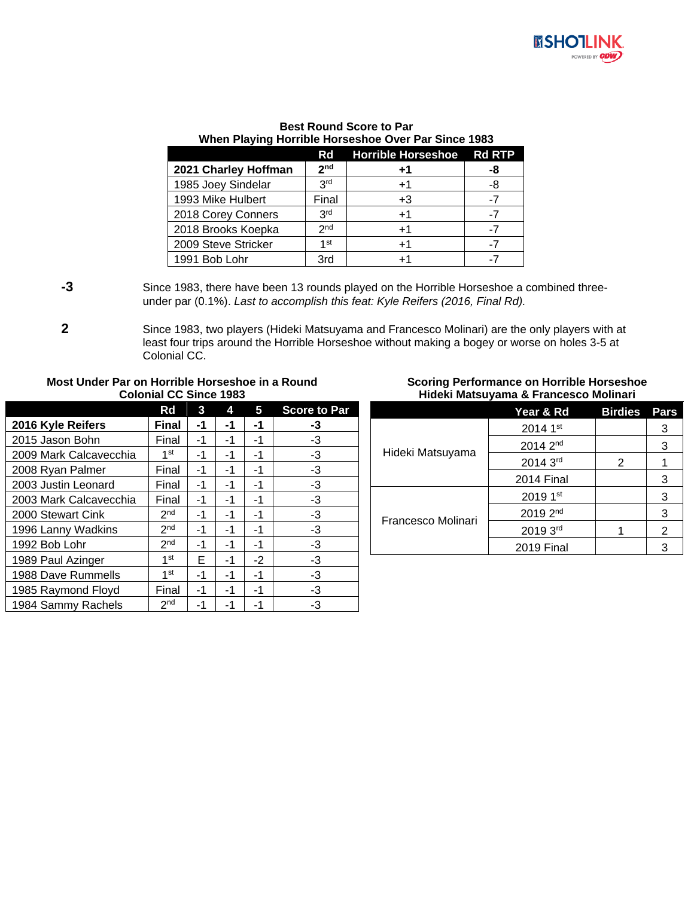**Best Round Score to Par**
**When Playing Horrible Horseshoe Over Par Since 1983**

| | Rd | Horrible Horseshoe | Rd RTP |
|---|---|---|---|
| **2021 Charley Hoffman** | **2nd** | **+1** | **-8** |
| 1985 Joey Sindelar | 3rd | +1 | -8 |
| 1993 Mike Hulbert | Final | +3 | -7 |
| 2018 Corey Conners | 3rd | +1 | -7 |
| 2018 Brooks Koepka | 2nd | +1 | -7 |
| 2009 Steve Stricker | 1st | +1 | -7 |
| 1991 Bob Lohr | 3rd | +1 | -7 |

**-3** Since 1983, there have been 13 rounds played on the Horrible Horseshoe a combined three-under par (0.1%). *Last to accomplish this feat: Kyle Reifers (2016, Final Rd).*

**2** Since 1983, two players (Hideki Matsuyama and Francesco Molinari) are the only players with at least four trips around the Horrible Horseshoe without making a bogey or worse on holes 3-5 at Colonial CC.

**Most Under Par on Horrible Horseshoe in a Round**
**Colonial CC Since 1983**

| | Rd | 3 | 4 | 5 | Score to Par |
|---|---|---|---|---|---|
| **2016 Kyle Reifers** | **Final** | **-1** | **-1** | **-1** | **-3** |
| 2015 Jason Bohn | Final | -1 | -1 | -1 | -3 |
| 2009 Mark Calcavecchia | 1st | -1 | -1 | -1 | -3 |
| 2008 Ryan Palmer | Final | -1 | -1 | -1 | -3 |
| 2003 Justin Leonard | Final | -1 | -1 | -1 | -3 |
| 2003 Mark Calcavecchia | Final | -1 | -1 | -1 | -3 |
| 2000 Stewart Cink | 2nd | -1 | -1 | -1 | -3 |
| 1996 Lanny Wadkins | 2nd | -1 | -1 | -1 | -3 |
| 1992 Bob Lohr | 2nd | -1 | -1 | -1 | -3 |
| 1989 Paul Azinger | 1st | E | -1 | -2 | -3 |
| 1988 Dave Rummells | 1st | -1 | -1 | -1 | -3 |
| 1985 Raymond Floyd | Final | -1 | -1 | -1 | -3 |
| 1984 Sammy Rachels | 2nd | -1 | -1 | -1 | -3 |

**Scoring Performance on Horrible Horseshoe**
**Hideki Matsuyama & Francesco Molinari**

| | Year & Rd | Birdies | Pars |
|---|---|---|---|
| Hideki Matsuyama | 2014 1st | | 3 |
| | 2014 2nd | | 3 |
| | 2014 3rd | 2 | 1 |
| | 2014 Final | | 3 |
| Francesco Molinari | 2019 1st | | 3 |
| | 2019 2nd | | 3 |
| | 2019 3rd | 1 | 2 |
| | 2019 Final | | 3 |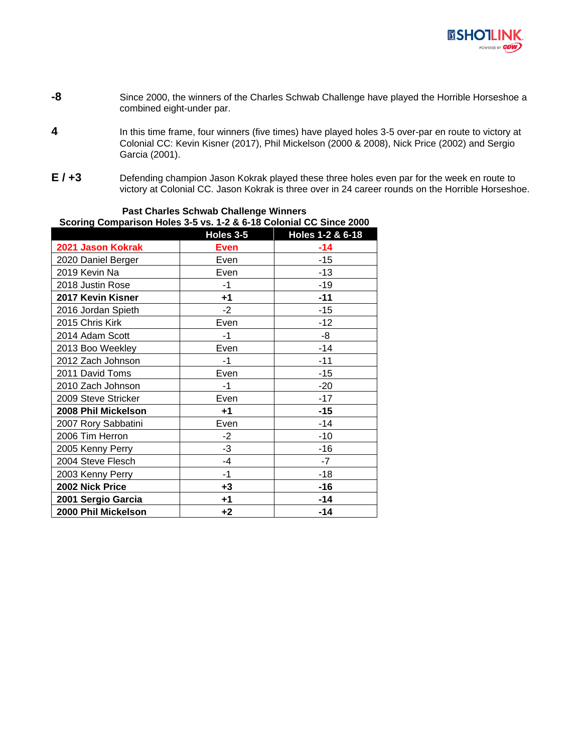**-8** Since 2000, the winners of the Charles Schwab Challenge have played the Horrible Horseshoe a combined eight-under par.

**4** In this time frame, four winners (five times) have played holes 3-5 over-par en route to victory at Colonial CC: Kevin Kisner (2017), Phil Mickelson (2000 & 2008), Nick Price (2002) and Sergio Garcia (2001).

**E / +3** Defending champion Jason Kokrak played these three holes even par for the week en route to victory at Colonial CC. Jason Kokrak is three over in 24 career rounds on the Horrible Horseshoe.

**Past Charles Schwab Challenge Winners**
**Scoring Comparison Holes 3-5 vs. 1-2 & 6-18 Colonial CC Since 2000**

| | Holes 3-5 | Holes 1-2 & 6-18 |
|---|---|---|
| **2021 Jason Kokrak** | **Even** | **-14** |
| 2020 Daniel Berger | Even | -15 |
| 2019 Kevin Na | Even | -13 |
| 2018 Justin Rose | -1 | -19 |
| **2017 Kevin Kisner** | **+1** | **-11** |
| 2016 Jordan Spieth | -2 | -15 |
| 2015 Chris Kirk | Even | -12 |
| 2014 Adam Scott | -1 | -8 |
| 2013 Boo Weekley | Even | -14 |
| 2012 Zach Johnson | -1 | -11 |
| 2011 David Toms | Even | -15 |
| 2010 Zach Johnson | -1 | -20 |
| 2009 Steve Stricker | Even | -17 |
| **2008 Phil Mickelson** | **+1** | **-15** |
| 2007 Rory Sabbatini | Even | -14 |
| 2006 Tim Herron | -2 | -10 |
| 2005 Kenny Perry | -3 | -16 |
| 2004 Steve Flesch | -4 | -7 |
| 2003 Kenny Perry | -1 | -18 |
| **2002 Nick Price** | **+3** | **-16** |
| **2001 Sergio Garcia** | **+1** | **-14** |
| **2000 Phil Mickelson** | **+2** | **-14** |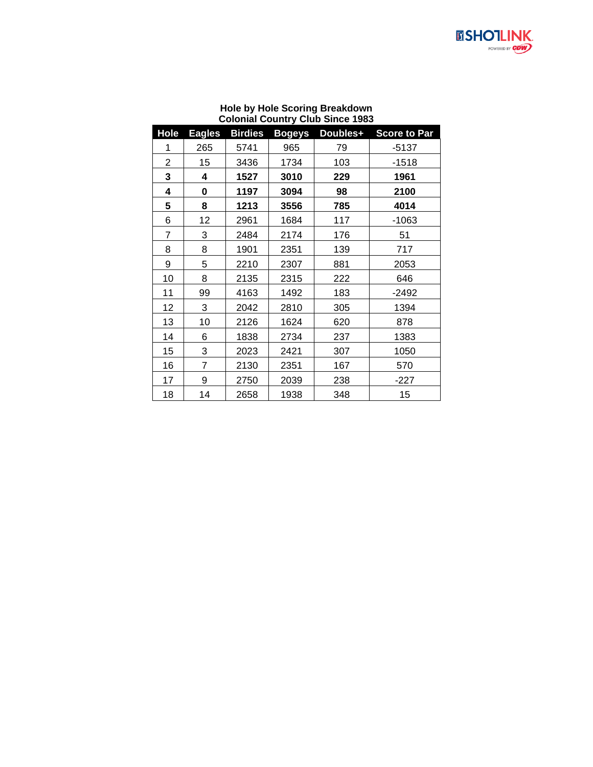**Hole by Hole Scoring Breakdown**
**Colonial Country Club Since 1983**

| Hole | Eagles | Birdies | Bogeys | Doubles+ | Score to Par |
|---|---|---|---|---|---|
| 1 | 265 | 5741 | 965 | 79 | -5137 |
| 2 | 15 | 3436 | 1734 | 103 | -1518 |
| **3** | **4** | **1527** | **3010** | **229** | **1961** |
| **4** | **0** | **1197** | **3094** | **98** | **2100** |
| **5** | **8** | **1213** | **3556** | **785** | **4014** |
| 6 | 12 | 2961 | 1684 | 117 | -1063 |
| 7 | 3 | 2484 | 2174 | 176 | 51 |
| 8 | 8 | 1901 | 2351 | 139 | 717 |
| 9 | 5 | 2210 | 2307 | 881 | 2053 |
| 10 | 8 | 2135 | 2315 | 222 | 646 |
| 11 | 99 | 4163 | 1492 | 183 | -2492 |
| 12 | 3 | 2042 | 2810 | 305 | 1394 |
| 13 | 10 | 2126 | 1624 | 620 | 878 |
| 14 | 6 | 1838 | 2734 | 237 | 1383 |
| 15 | 3 | 2023 | 2421 | 307 | 1050 |
| 16 | 7 | 2130 | 2351 | 167 | 570 |
| 17 | 9 | 2750 | 2039 | 238 | -227 |
| 18 | 14 | 2658 | 1938 | 348 | 15 |